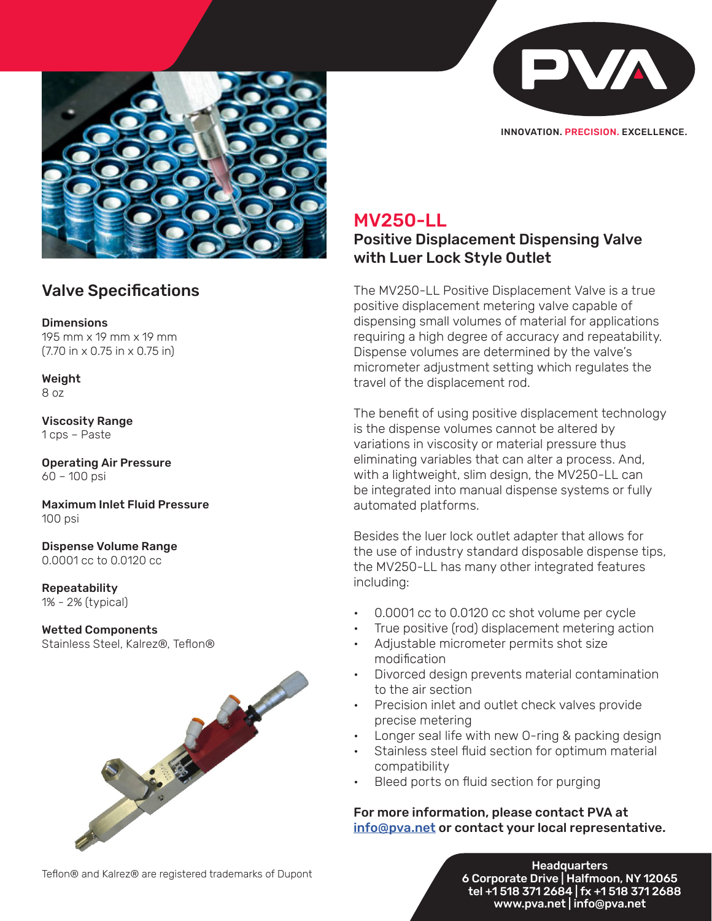PVA

INNOVATION. PRECISION. EXCELLENCE.

# MV250-LL

## Positive Displacement Dispensing Valve with Luer Lock Style Outlet

The MV250-LL Positive Displacement Valve is a true positive displacement metering valve capable of dispensing small volumes of material for applications requiring a high degree of accuracy and repeatability. Dispense volumes are determined by the valve's micrometer adjustment setting which regulates the travel of the displacement rod.

The benefit of using positive displacement technology is the dispense volumes cannot be altered by variations in viscosity or material pressure thus eliminating variables that can alter a process. And, with a lightweight, slim design, the MV250-LL can be integrated into manual dispense systems or fully automated platforms.

Besides the luer lock outlet adapter that allows for the use of industry standard disposable dispense tips, the MV250-LL has many other integrated features including:

- 0.0001 cc to 0.0120 cc shot volume per cycle
- True positive (rod) displacement metering action
- Adjustable micrometer permits shot size modification
- Divorced design prevents material contamination to the air section
- Precision inlet and outlet check valves provide precise metering
- Longer seal life with new O-ring & packing design
- Stainless steel fluid section for optimum material compatibility
- Bleed ports on fluid section for purging

**For more information, please contact PVA at info@pva.net or contact your local representative.**

## Valve Specifications

**Dimensions**
195 mm x 19 mm x 19 mm
(7.70 in x 0.75 in x 0.75 in)

**Weight**
8 oz

**Viscosity Range**
1 cps – Paste

**Operating Air Pressure**
60 – 100 psi

**Maximum Inlet Fluid Pressure**
100 psi

**Dispense Volume Range**
0.0001 cc to 0.0120 cc

**Repeatability**
1% - 2% (typical)

**Wetted Components**
Stainless Steel, Kalrez®, Teflon®

Teflon® and Kalrez® are registered trademarks of Dupont

**Headquarters**
**6 Corporate Drive | Halfmoon, NY 12065**
**tel +1 518 371 2684 | fx +1 518 371 2688**
**www.pva.net | info@pva.net**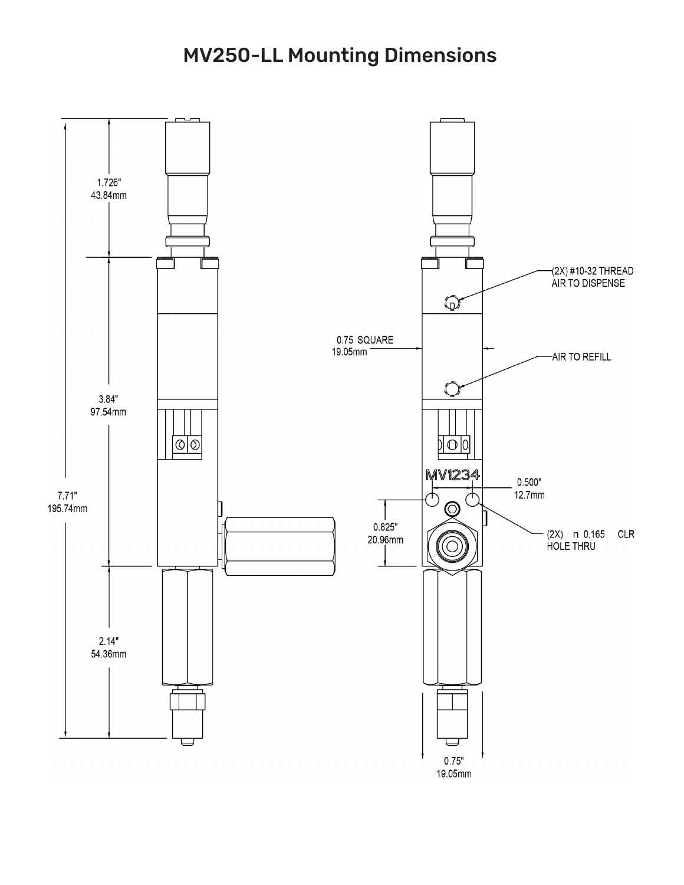# MV250-LL Mounting Dimensions

1.726"
43.84mm

3.84"
97.54mm

7.71"
195.74mm

2.14"
54.36mm

(2X) #10-32 THREAD
AIR TO DISPENSE

0.75 SQUARE
19.05mm

AIR TO REFILL

MV1234

0.500"
12.7mm

0.825"
20.96mm

(2X) n 0.165 CLR
HOLE THRU

0.75"
19.05mm